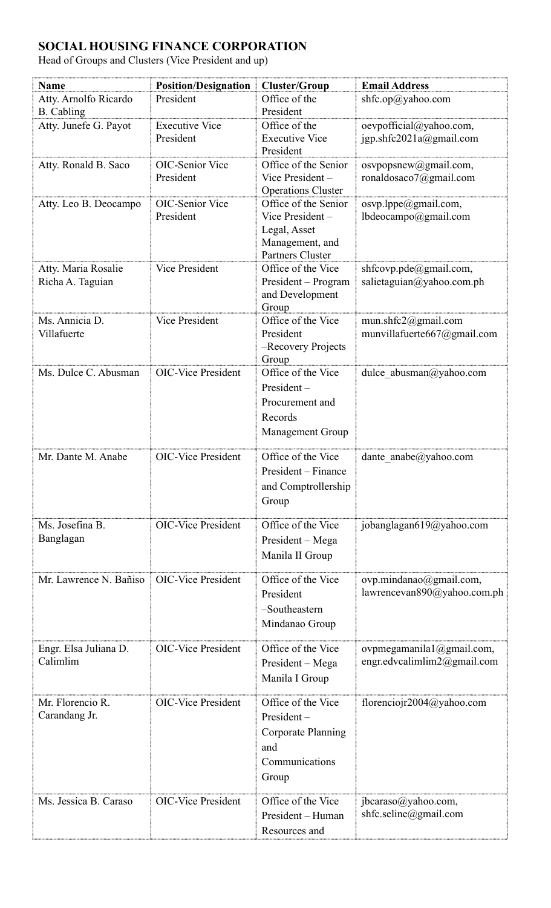# SOCIAL HOUSING FINANCE CORPORATION

Head of Groups and Clusters (Vice President and up)

| Name | Position/Designation | Cluster/Group | Email Address |
|---|---|---|---|
| Atty. Arnolfo Ricardo B. Cabling | President | Office of the President | shfc.op@yahoo.com |
| Atty. Junefe G. Payot | Executive Vice President | Office of the Executive Vice President | oevpofficial@yahoo.com, jgp.shfc2021a@gmail.com |
| Atty. Ronald B. Saco | OIC-Senior Vice President | Office of the Senior Vice President – Operations Cluster | osvpopsnew@gmail.com, ronaldosaco7@gmail.com |
| Atty. Leo B. Deocampo | OIC-Senior Vice President | Office of the Senior Vice President – Legal, Asset Management, and Partners Cluster | osvp.lppe@gmail.com, lbdeocampo@gmail.com |
| Atty. Maria Rosalie Richa A. Taguian | Vice President | Office of the Vice President – Program and Development Group | shfcovp.pde@gmail.com, salietaguian@yahoo.com.ph |
| Ms. Annicia D. Villafuerte | Vice President | Office of the Vice President –Recovery Projects Group | mun.shfc2@gmail.com munvillafuerte667@gmail.com |
| Ms. Dulce C. Abusman | OIC-Vice President | Office of the Vice President – Procurement and Records Management Group | dulce_abusman@yahoo.com |
| Mr. Dante M. Anabe | OIC-Vice President | Office of the Vice President – Finance and Comptrollership Group | dante_anabe@yahoo.com |
| Ms. Josefina B. Banglagan | OIC-Vice President | Office of the Vice President – Mega Manila II Group | jobanglagan619@yahoo.com |
| Mr. Lawrence N. Bañiso | OIC-Vice President | Office of the Vice President –Southeastern Mindanao Group | ovp.mindanao@gmail.com, lawrencevan890@yahoo.com.ph |
| Engr. Elsa Juliana D. Calimlim | OIC-Vice President | Office of the Vice President – Mega Manila I Group | ovpmegamanila1@gmail.com, engr.edvcalimlim2@gmail.com |
| Mr. Florencio R. Carandang Jr. | OIC-Vice President | Office of the Vice President – Corporate Planning and Communications Group | florenciojr2004@yahoo.com |
| Ms. Jessica B. Caraso | OIC-Vice President | Office of the Vice President – Human Resources and | jbcaraso@yahoo.com, shfc.seline@gmail.com |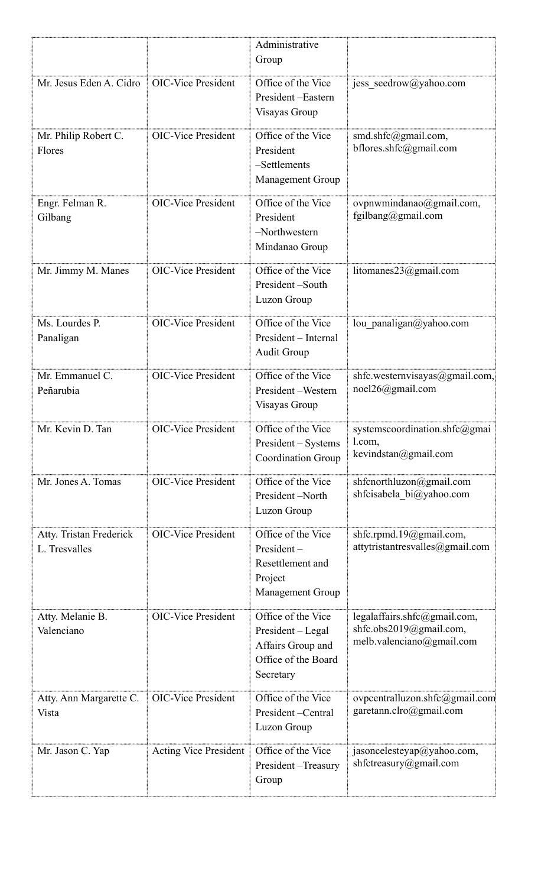| | | | |
|---|---|---|---|
| | | Administrative Group | |
| Mr. Jesus Eden A. Cidro | OIC-Vice President | Office of the Vice President –Eastern Visayas Group | jess_seedrow@yahoo.com |
| Mr. Philip Robert C. Flores | OIC-Vice President | Office of the Vice President –Settlements Management Group | smd.shfc@gmail.com, bflores.shfc@gmail.com |
| Engr. Felman R. Gilbang | OIC-Vice President | Office of the Vice President –Northwestern Mindanao Group | ovpnwmindanao@gmail.com, fgilbang@gmail.com |
| Mr. Jimmy M. Manes | OIC-Vice President | Office of the Vice President –South Luzon Group | litomanes23@gmail.com |
| Ms. Lourdes P. Panaligan | OIC-Vice President | Office of the Vice President – Internal Audit Group | lou_panaligan@yahoo.com |
| Mr. Emmanuel C. Peñarubia | OIC-Vice President | Office of the Vice President –Western Visayas Group | shfc.westernvisayas@gmail.com, noel26@gmail.com |
| Mr. Kevin D. Tan | OIC-Vice President | Office of the Vice President – Systems Coordination Group | systemscoordination.shfc@gmail.com, kevindstan@gmail.com |
| Mr. Jones A. Tomas | OIC-Vice President | Office of the Vice President –North Luzon Group | shfcnorthluzon@gmail.com shfcisabela_bi@yahoo.com |
| Atty. Tristan Frederick L. Tresvalles | OIC-Vice President | Office of the Vice President – Resettlement and Project Management Group | shfc.rpmd.19@gmail.com, attytristantresvalles@gmail.com |
| Atty. Melanie B. Valenciano | OIC-Vice President | Office of the Vice President – Legal Affairs Group and Office of the Board Secretary | legalaffairs.shfc@gmail.com, shfc.obs2019@gmail.com, melb.valenciano@gmail.com |
| Atty. Ann Margarette C. Vista | OIC-Vice President | Office of the Vice President –Central Luzon Group | ovpcentralluzon.shfc@gmail.com garetann.clro@gmail.com |
| Mr. Jason C. Yap | Acting Vice President | Office of the Vice President –Treasury Group | jasoncelesteyap@yahoo.com, shfctreasury@gmail.com |